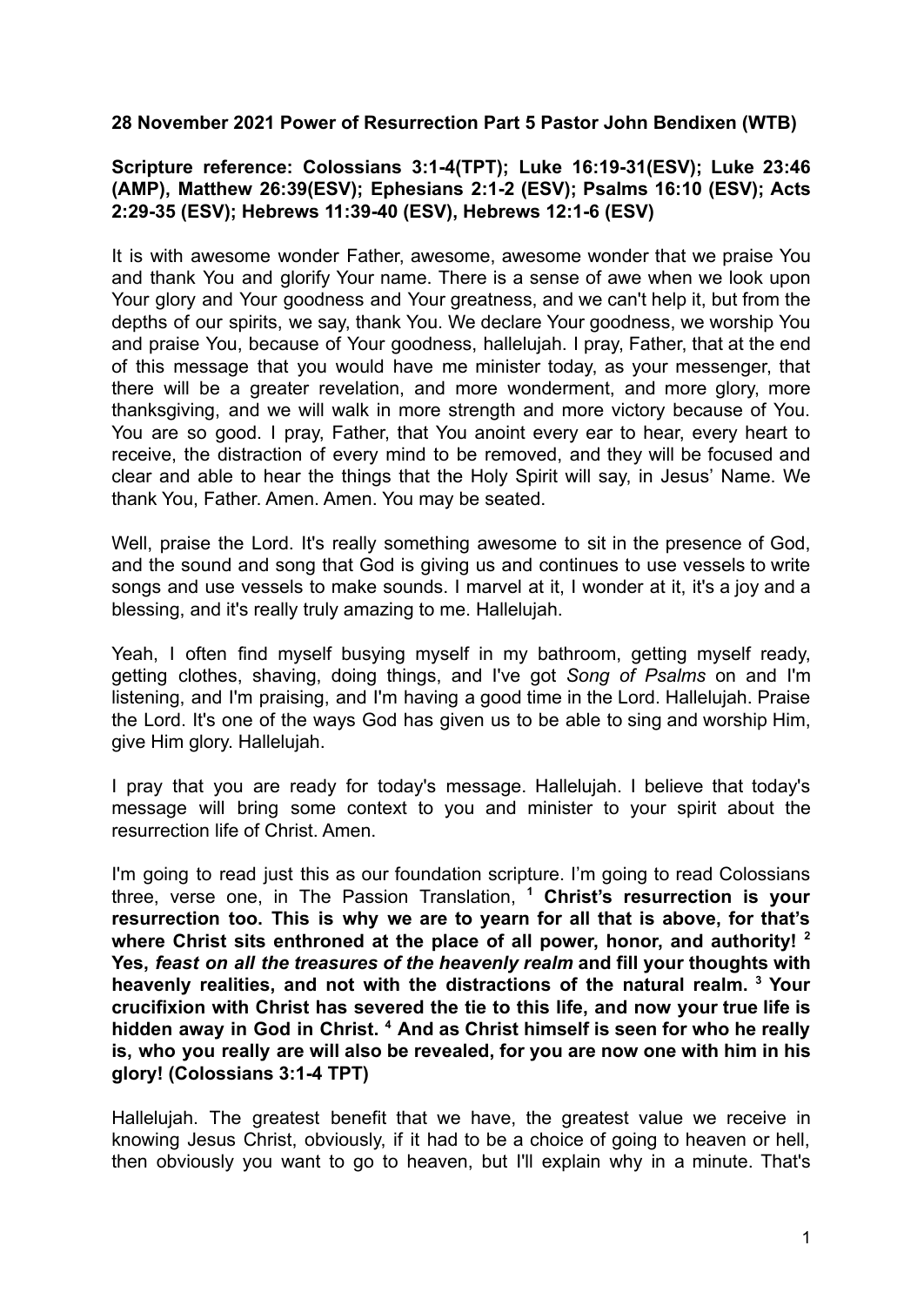**28 November 2021 Power of Resurrection Part 5 Pastor John Bendixen (WTB)**

**Scripture reference: Colossians 3:1-4(TPT); Luke 16:19-31(ESV); Luke 23:46 (AMP), Matthew 26:39(ESV); Ephesians 2:1-2 (ESV); Psalms 16:10 (ESV); Acts 2:29-35 (ESV); Hebrews 11:39-40 (ESV), Hebrews 12:1-6 (ESV)**

It is with awesome wonder Father, awesome, awesome wonder that we praise You and thank You and glorify Your name. There is a sense of awe when we look upon Your glory and Your goodness and Your greatness, and we can't help it, but from the depths of our spirits, we say, thank You. We declare Your goodness, we worship You and praise You, because of Your goodness, hallelujah. I pray, Father, that at the end of this message that you would have me minister today, as your messenger, that there will be a greater revelation, and more wonderment, and more glory, more thanksgiving, and we will walk in more strength and more victory because of You. You are so good. I pray, Father, that You anoint every ear to hear, every heart to receive, the distraction of every mind to be removed, and they will be focused and clear and able to hear the things that the Holy Spirit will say, in Jesus' Name. We thank You, Father. Amen. Amen. You may be seated.

Well, praise the Lord. It's really something awesome to sit in the presence of God, and the sound and song that God is giving us and continues to use vessels to write songs and use vessels to make sounds. I marvel at it, I wonder at it, it's a joy and a blessing, and it's really truly amazing to me. Hallelujah.

Yeah, I often find myself busying myself in my bathroom, getting myself ready, getting clothes, shaving, doing things, and I've got *Song of Psalms* on and I'm listening, and I'm praising, and I'm having a good time in the Lord. Hallelujah. Praise the Lord. It's one of the ways God has given us to be able to sing and worship Him, give Him glory. Hallelujah.

I pray that you are ready for today's message. Hallelujah. I believe that today's message will bring some context to you and minister to your spirit about the resurrection life of Christ. Amen.

I'm going to read just this as our foundation scripture. I'm going to read Colossians three, verse one, in The Passion Translation, [1] **Christ's resurrection is your resurrection too. This is why we are to yearn for all that is above, for that's where Christ sits enthroned at the place of all power, honor, and authority!** [2] **Yes, *feast on all the treasures of the heavenly realm* and fill your thoughts with heavenly realities, and not with the distractions of the natural realm.** [3] **Your crucifixion with Christ has severed the tie to this life, and now your true life is hidden away in God in Christ.** [4] **And as Christ himself is seen for who he really is, who you really are will also be revealed, for you are now one with him in his glory! (Colossians 3:1-4 TPT)**

Hallelujah. The greatest benefit that we have, the greatest value we receive in knowing Jesus Christ, obviously, if it had to be a choice of going to heaven or hell, then obviously you want to go to heaven, but I'll explain why in a minute. That's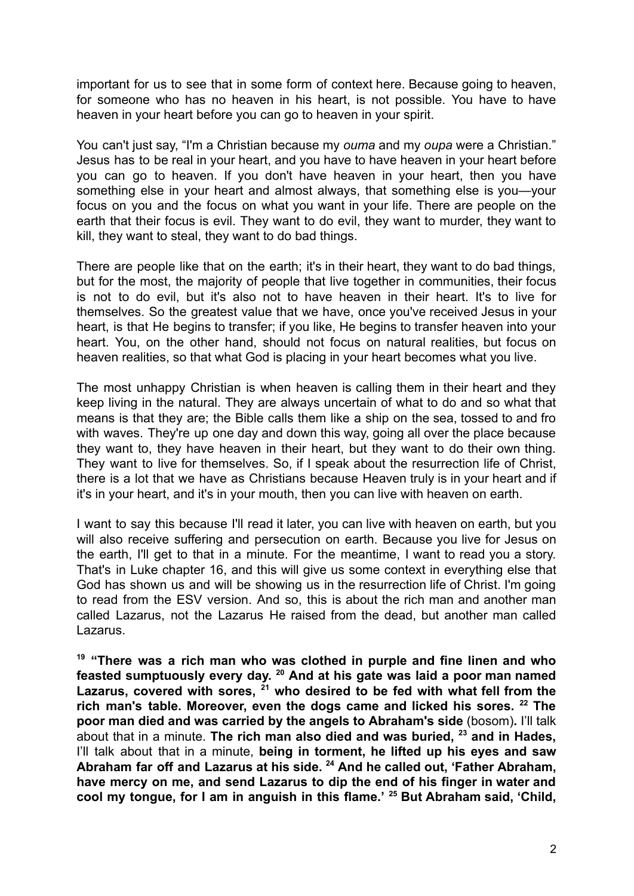important for us to see that in some form of context here. Because going to heaven, for someone who has no heaven in his heart, is not possible. You have to have heaven in your heart before you can go to heaven in your spirit.

You can't just say, "I'm a Christian because my *ouma* and my *oupa* were a Christian." Jesus has to be real in your heart, and you have to have heaven in your heart before you can go to heaven. If you don't have heaven in your heart, then you have something else in your heart and almost always, that something else is you—your focus on you and the focus on what you want in your life. There are people on the earth that their focus is evil. They want to do evil, they want to murder, they want to kill, they want to steal, they want to do bad things.

There are people like that on the earth; it's in their heart, they want to do bad things, but for the most, the majority of people that live together in communities, their focus is not to do evil, but it's also not to have heaven in their heart. It's to live for themselves. So the greatest value that we have, once you've received Jesus in your heart, is that He begins to transfer; if you like, He begins to transfer heaven into your heart. You, on the other hand, should not focus on natural realities, but focus on heaven realities, so that what God is placing in your heart becomes what you live.

The most unhappy Christian is when heaven is calling them in their heart and they keep living in the natural. They are always uncertain of what to do and so what that means is that they are; the Bible calls them like a ship on the sea, tossed to and fro with waves. They're up one day and down this way, going all over the place because they want to, they have heaven in their heart, but they want to do their own thing. They want to live for themselves. So, if I speak about the resurrection life of Christ, there is a lot that we have as Christians because Heaven truly is in your heart and if it's in your heart, and it's in your mouth, then you can live with heaven on earth.

I want to say this because I'll read it later, you can live with heaven on earth, but you will also receive suffering and persecution on earth. Because you live for Jesus on the earth, I'll get to that in a minute. For the meantime, I want to read you a story. That's in Luke chapter 16, and this will give us some context in everything else that God has shown us and will be showing us in the resurrection life of Christ. I'm going to read from the ESV version. And so, this is about the rich man and another man called Lazarus, not the Lazarus He raised from the dead, but another man called Lazarus.

**19 "There was a rich man who was clothed in purple and fine linen and who feasted sumptuously every day. 20 And at his gate was laid a poor man named Lazarus, covered with sores, 21 who desired to be fed with what fell from the rich man's table. Moreover, even the dogs came and licked his sores. 22 The poor man died and was carried by the angels to Abraham's side** (bosom)**.** I'll talk about that in a minute. **The rich man also died and was buried, 23 and in Hades,** I'll talk about that in a minute, **being in torment, he lifted up his eyes and saw Abraham far off and Lazarus at his side. 24 And he called out, 'Father Abraham, have mercy on me, and send Lazarus to dip the end of his finger in water and cool my tongue, for I am in anguish in this flame.' 25 But Abraham said, 'Child,**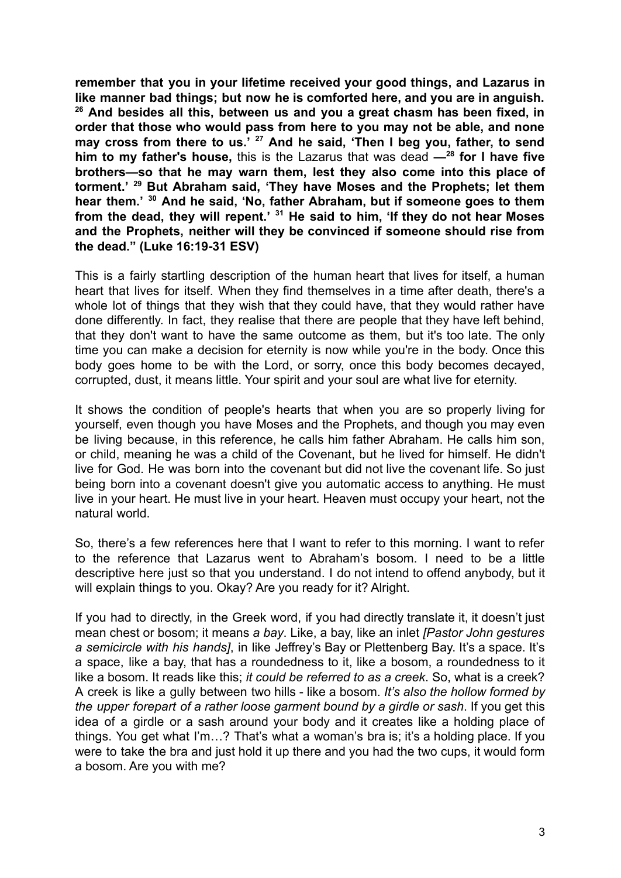**remember that you in your lifetime received your good things, and Lazarus in like manner bad things; but now he is comforted here, and you are in anguish. [26] And besides all this, between us and you a great chasm has been fixed, in order that those who would pass from here to you may not be able, and none may cross from there to us.' [27] And he said, 'Then I beg you, father, to send him to my father's house,** this is the Lazarus that was dead **—[28] for I have five brothers—so that he may warn them, lest they also come into this place of torment.' [29] But Abraham said, 'They have Moses and the Prophets; let them hear them.' [30] And he said, 'No, father Abraham, but if someone goes to them from the dead, they will repent.' [31] He said to him, 'If they do not hear Moses and the Prophets, neither will they be convinced if someone should rise from the dead." (Luke 16:19-31 ESV)**

This is a fairly startling description of the human heart that lives for itself, a human heart that lives for itself. When they find themselves in a time after death, there's a whole lot of things that they wish that they could have, that they would rather have done differently. In fact, they realise that there are people that they have left behind, that they don't want to have the same outcome as them, but it's too late. The only time you can make a decision for eternity is now while you're in the body. Once this body goes home to be with the Lord, or sorry, once this body becomes decayed, corrupted, dust, it means little. Your spirit and your soul are what live for eternity.

It shows the condition of people's hearts that when you are so properly living for yourself, even though you have Moses and the Prophets, and though you may even be living because, in this reference, he calls him father Abraham. He calls him son, or child, meaning he was a child of the Covenant, but he lived for himself. He didn't live for God. He was born into the covenant but did not live the covenant life. So just being born into a covenant doesn't give you automatic access to anything. He must live in your heart. He must live in your heart. Heaven must occupy your heart, not the natural world.

So, there's a few references here that I want to refer to this morning. I want to refer to the reference that Lazarus went to Abraham's bosom. I need to be a little descriptive here just so that you understand. I do not intend to offend anybody, but it will explain things to you. Okay? Are you ready for it? Alright.

If you had to directly, in the Greek word, if you had directly translate it, it doesn't just mean chest or bosom; it means *a bay*. Like, a bay, like an inlet *[Pastor John gestures a semicircle with his hands]*, in like Jeffrey's Bay or Plettenberg Bay. It's a space. It's a space, like a bay, that has a roundedness to it, like a bosom, a roundedness to it like a bosom. It reads like this; *it could be referred to as a creek*. So, what is a creek? A creek is like a gully between two hills - like a bosom. *It's also the hollow formed by the upper forepart of a rather loose garment bound by a girdle or sash*. If you get this idea of a girdle or a sash around your body and it creates like a holding place of things. You get what I'm…? That's what a woman's bra is; it's a holding place. If you were to take the bra and just hold it up there and you had the two cups, it would form a bosom. Are you with me?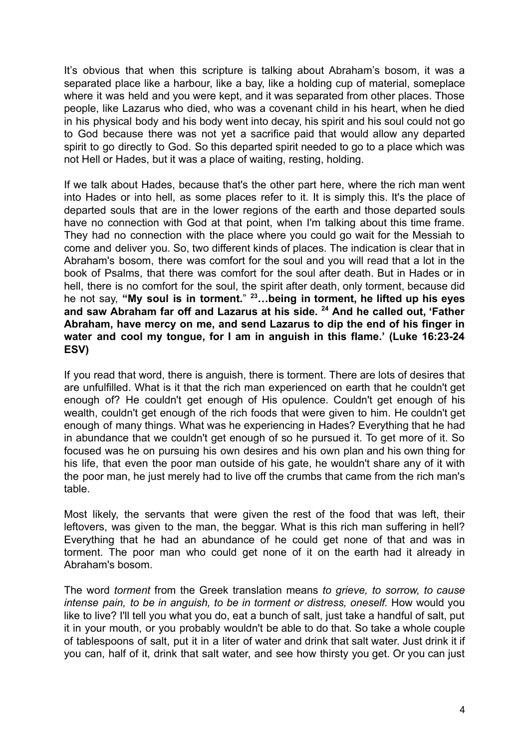It's obvious that when this scripture is talking about Abraham's bosom, it was a separated place like a harbour, like a bay, like a holding cup of material, someplace where it was held and you were kept, and it was separated from other places. Those people, like Lazarus who died, who was a covenant child in his heart, when he died in his physical body and his body went into decay, his spirit and his soul could not go to God because there was not yet a sacrifice paid that would allow any departed spirit to go directly to God. So this departed spirit needed to go to a place which was not Hell or Hades, but it was a place of waiting, resting, holding.

If we talk about Hades, because that's the other part here, where the rich man went into Hades or into hell, as some places refer to it. It is simply this. It's the place of departed souls that are in the lower regions of the earth and those departed souls have no connection with God at that point, when I'm talking about this time frame. They had no connection with the place where you could go wait for the Messiah to come and deliver you. So, two different kinds of places. The indication is clear that in Abraham's bosom, there was comfort for the soul and you will read that a lot in the book of Psalms, that there was comfort for the soul after death. But in Hades or in hell, there is no comfort for the soul, the spirit after death, only torment, because did he not say, **"My soul is in torment."** **[23]…being in torment, he lifted up his eyes and saw Abraham far off and Lazarus at his side. [24] And he called out, 'Father Abraham, have mercy on me, and send Lazarus to dip the end of his finger in water and cool my tongue, for I am in anguish in this flame.' (Luke 16:23-24 ESV)**

If you read that word, there is anguish, there is torment. There are lots of desires that are unfulfilled. What is it that the rich man experienced on earth that he couldn't get enough of? He couldn't get enough of His opulence. Couldn't get enough of his wealth, couldn't get enough of the rich foods that were given to him. He couldn't get enough of many things. What was he experiencing in Hades? Everything that he had in abundance that we couldn't get enough of so he pursued it. To get more of it. So focused was he on pursuing his own desires and his own plan and his own thing for his life, that even the poor man outside of his gate, he wouldn't share any of it with the poor man, he just merely had to live off the crumbs that came from the rich man's table.

Most likely, the servants that were given the rest of the food that was left, their leftovers, was given to the man, the beggar. What is this rich man suffering in hell? Everything that he had an abundance of he could get none of that and was in torment. The poor man who could get none of it on the earth had it already in Abraham's bosom.

The word *torment* from the Greek translation means *to grieve, to sorrow, to cause intense pain, to be in anguish, to be in torment or distress, oneself.* How would you like to live? I'll tell you what you do, eat a bunch of salt, just take a handful of salt, put it in your mouth, or you probably wouldn't be able to do that. So take a whole couple of tablespoons of salt, put it in a liter of water and drink that salt water. Just drink it if you can, half of it, drink that salt water, and see how thirsty you get. Or you can just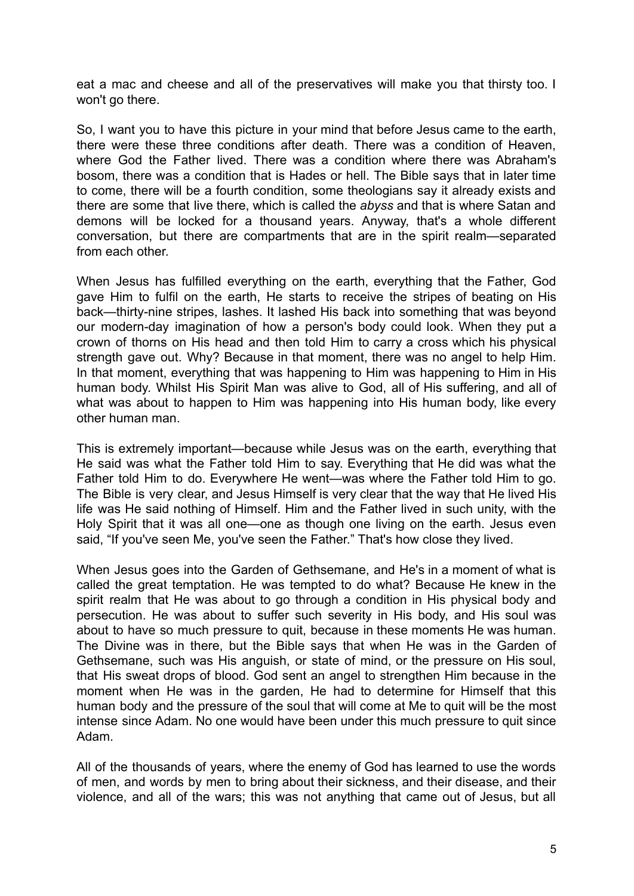eat a mac and cheese and all of the preservatives will make you that thirsty too. I won't go there.

So, I want you to have this picture in your mind that before Jesus came to the earth, there were these three conditions after death. There was a condition of Heaven, where God the Father lived. There was a condition where there was Abraham's bosom, there was a condition that is Hades or hell. The Bible says that in later time to come, there will be a fourth condition, some theologians say it already exists and there are some that live there, which is called the *abyss* and that is where Satan and demons will be locked for a thousand years. Anyway, that's a whole different conversation, but there are compartments that are in the spirit realm—separated from each other.

When Jesus has fulfilled everything on the earth, everything that the Father, God gave Him to fulfil on the earth, He starts to receive the stripes of beating on His back—thirty-nine stripes, lashes. It lashed His back into something that was beyond our modern-day imagination of how a person's body could look. When they put a crown of thorns on His head and then told Him to carry a cross which his physical strength gave out. Why? Because in that moment, there was no angel to help Him. In that moment, everything that was happening to Him was happening to Him in His human body. Whilst His Spirit Man was alive to God, all of His suffering, and all of what was about to happen to Him was happening into His human body, like every other human man.

This is extremely important—because while Jesus was on the earth, everything that He said was what the Father told Him to say. Everything that He did was what the Father told Him to do. Everywhere He went—was where the Father told Him to go. The Bible is very clear, and Jesus Himself is very clear that the way that He lived His life was He said nothing of Himself. Him and the Father lived in such unity, with the Holy Spirit that it was all one—one as though one living on the earth. Jesus even said, "If you've seen Me, you've seen the Father." That's how close they lived.

When Jesus goes into the Garden of Gethsemane, and He's in a moment of what is called the great temptation. He was tempted to do what? Because He knew in the spirit realm that He was about to go through a condition in His physical body and persecution. He was about to suffer such severity in His body, and His soul was about to have so much pressure to quit, because in these moments He was human. The Divine was in there, but the Bible says that when He was in the Garden of Gethsemane, such was His anguish, or state of mind, or the pressure on His soul, that His sweat drops of blood. God sent an angel to strengthen Him because in the moment when He was in the garden, He had to determine for Himself that this human body and the pressure of the soul that will come at Me to quit will be the most intense since Adam. No one would have been under this much pressure to quit since Adam.

All of the thousands of years, where the enemy of God has learned to use the words of men, and words by men to bring about their sickness, and their disease, and their violence, and all of the wars; this was not anything that came out of Jesus, but all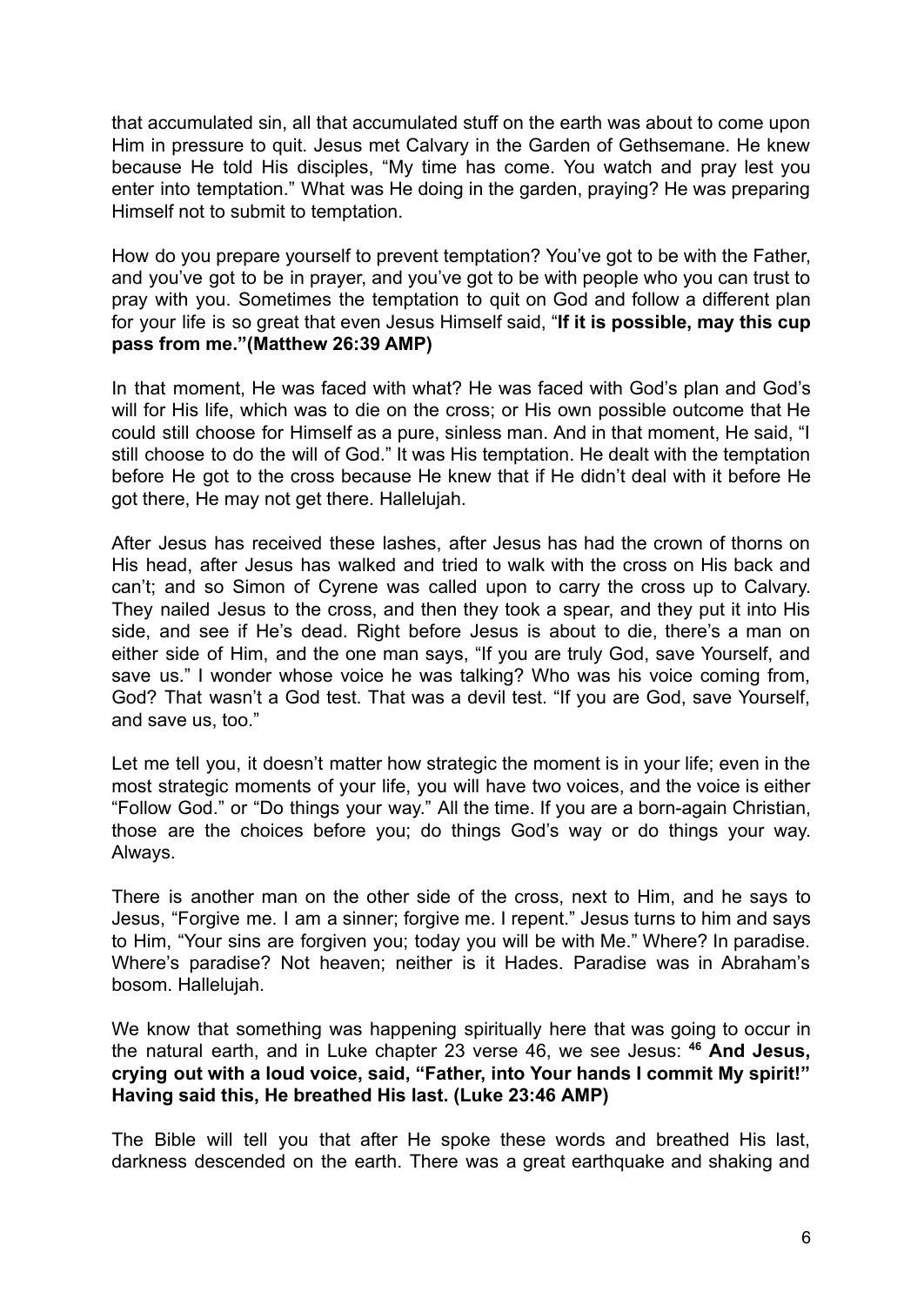that accumulated sin, all that accumulated stuff on the earth was about to come upon Him in pressure to quit. Jesus met Calvary in the Garden of Gethsemane. He knew because He told His disciples, "My time has come. You watch and pray lest you enter into temptation." What was He doing in the garden, praying? He was preparing Himself not to submit to temptation.

How do you prepare yourself to prevent temptation? You've got to be with the Father, and you've got to be in prayer, and you've got to be with people who you can trust to pray with you. Sometimes the temptation to quit on God and follow a different plan for your life is so great that even Jesus Himself said, "**If it is possible, may this cup pass from me."(Matthew 26:39 AMP)**

In that moment, He was faced with what? He was faced with God's plan and God's will for His life, which was to die on the cross; or His own possible outcome that He could still choose for Himself as a pure, sinless man. And in that moment, He said, "I still choose to do the will of God." It was His temptation. He dealt with the temptation before He got to the cross because He knew that if He didn't deal with it before He got there, He may not get there. Hallelujah.

After Jesus has received these lashes, after Jesus has had the crown of thorns on His head, after Jesus has walked and tried to walk with the cross on His back and can't; and so Simon of Cyrene was called upon to carry the cross up to Calvary. They nailed Jesus to the cross, and then they took a spear, and they put it into His side, and see if He's dead. Right before Jesus is about to die, there's a man on either side of Him, and the one man says, "If you are truly God, save Yourself, and save us." I wonder whose voice he was talking? Who was his voice coming from, God? That wasn't a God test. That was a devil test. "If you are God, save Yourself, and save us, too."

Let me tell you, it doesn't matter how strategic the moment is in your life; even in the most strategic moments of your life, you will have two voices, and the voice is either "Follow God." or "Do things your way." All the time. If you are a born-again Christian, those are the choices before you; do things God's way or do things your way. Always.

There is another man on the other side of the cross, next to Him, and he says to Jesus, "Forgive me. I am a sinner; forgive me. I repent." Jesus turns to him and says to Him, "Your sins are forgiven you; today you will be with Me." Where? In paradise. Where's paradise? Not heaven; neither is it Hades. Paradise was in Abraham's bosom. Hallelujah.

We know that something was happening spiritually here that was going to occur in the natural earth, and in Luke chapter 23 verse 46, we see Jesus: **46 And Jesus, crying out with a loud voice, said, "Father, into Your hands I commit My spirit!" Having said this, He breathed His last. (Luke 23:46 AMP)**

The Bible will tell you that after He spoke these words and breathed His last, darkness descended on the earth. There was a great earthquake and shaking and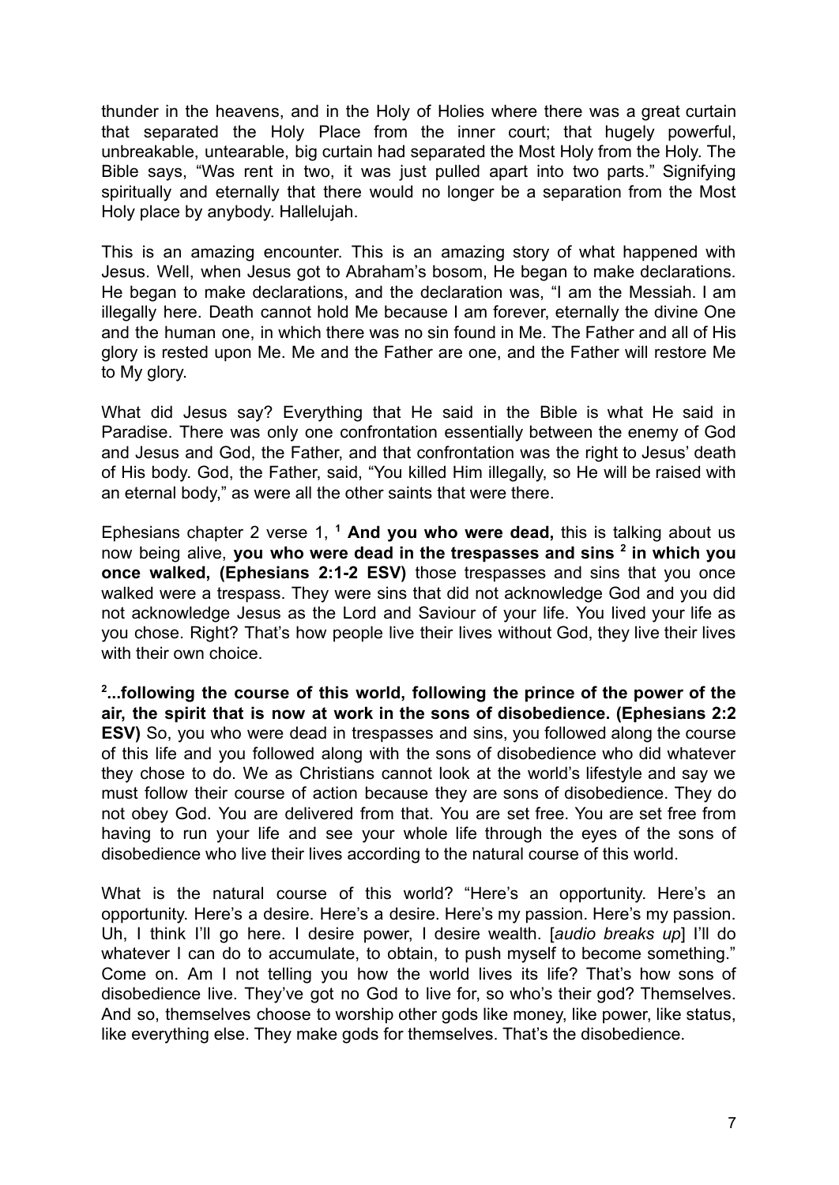thunder in the heavens, and in the Holy of Holies where there was a great curtain that separated the Holy Place from the inner court; that hugely powerful, unbreakable, untearable, big curtain had separated the Most Holy from the Holy. The Bible says, "Was rent in two, it was just pulled apart into two parts." Signifying spiritually and eternally that there would no longer be a separation from the Most Holy place by anybody. Hallelujah.

This is an amazing encounter. This is an amazing story of what happened with Jesus. Well, when Jesus got to Abraham's bosom, He began to make declarations. He began to make declarations, and the declaration was, "I am the Messiah. I am illegally here. Death cannot hold Me because I am forever, eternally the divine One and the human one, in which there was no sin found in Me. The Father and all of His glory is rested upon Me. Me and the Father are one, and the Father will restore Me to My glory.

What did Jesus say? Everything that He said in the Bible is what He said in Paradise. There was only one confrontation essentially between the enemy of God and Jesus and God, the Father, and that confrontation was the right to Jesus' death of His body. God, the Father, said, "You killed Him illegally, so He will be raised with an eternal body," as were all the other saints that were there.

Ephesians chapter 2 verse 1, [1] **And you who were dead,** this is talking about us now being alive, **you who were dead in the trespasses and sins [2] in which you once walked, (Ephesians 2:1-2 ESV)** those trespasses and sins that you once walked were a trespass. They were sins that did not acknowledge God and you did not acknowledge Jesus as the Lord and Saviour of your life. You lived your life as you chose. Right? That's how people live their lives without God, they live their lives with their own choice.

**[2]...following the course of this world, following the prince of the power of the air, the spirit that is now at work in the sons of disobedience. (Ephesians 2:2 ESV)** So, you who were dead in trespasses and sins, you followed along the course of this life and you followed along with the sons of disobedience who did whatever they chose to do. We as Christians cannot look at the world's lifestyle and say we must follow their course of action because they are sons of disobedience. They do not obey God. You are delivered from that. You are set free. You are set free from having to run your life and see your whole life through the eyes of the sons of disobedience who live their lives according to the natural course of this world.

What is the natural course of this world? "Here's an opportunity. Here's an opportunity. Here's a desire. Here's a desire. Here's my passion. Here's my passion. Uh, I think I'll go here. I desire power, I desire wealth. [*audio breaks up*] I'll do whatever I can do to accumulate, to obtain, to push myself to become something." Come on. Am I not telling you how the world lives its life? That's how sons of disobedience live. They've got no God to live for, so who's their god? Themselves. And so, themselves choose to worship other gods like money, like power, like status, like everything else. They make gods for themselves. That's the disobedience.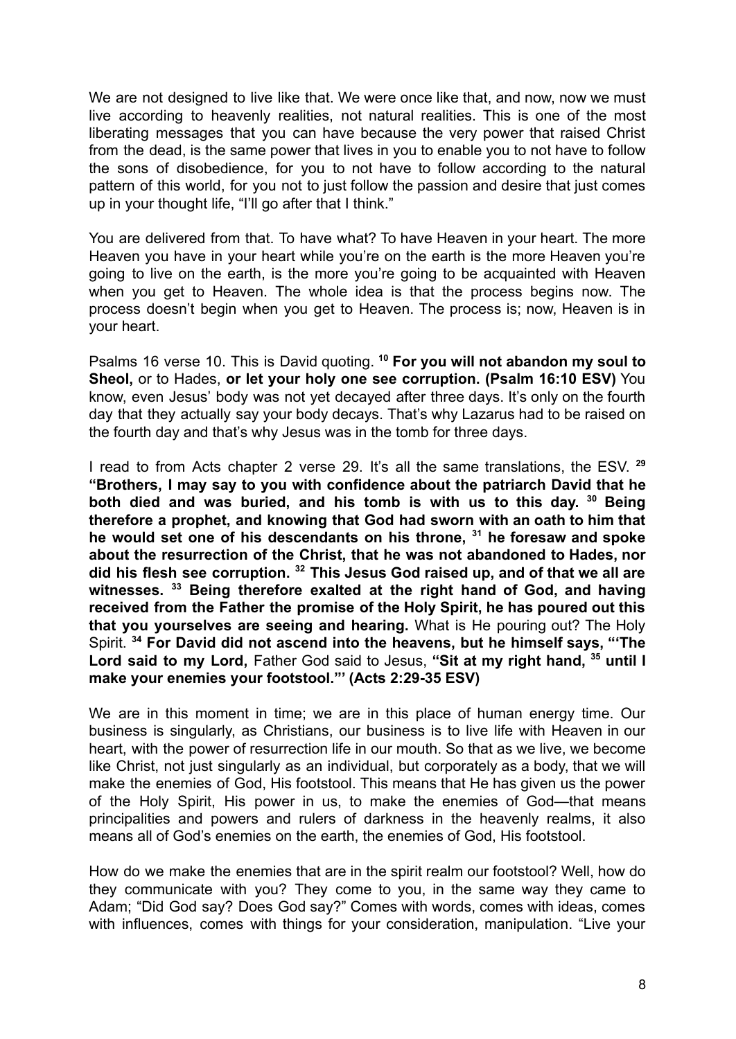We are not designed to live like that. We were once like that, and now, now we must live according to heavenly realities, not natural realities. This is one of the most liberating messages that you can have because the very power that raised Christ from the dead, is the same power that lives in you to enable you to not have to follow the sons of disobedience, for you to not have to follow according to the natural pattern of this world, for you not to just follow the passion and desire that just comes up in your thought life, "I'll go after that I think."

You are delivered from that. To have what? To have Heaven in your heart. The more Heaven you have in your heart while you're on the earth is the more Heaven you're going to live on the earth, is the more you're going to be acquainted with Heaven when you get to Heaven. The whole idea is that the process begins now. The process doesn't begin when you get to Heaven. The process is; now, Heaven is in your heart.

Psalms 16 verse 10. This is David quoting. [10] **For you will not abandon my soul to Sheol,** or to Hades, **or let your holy one see corruption. (Psalm 16:10 ESV)** You know, even Jesus' body was not yet decayed after three days. It's only on the fourth day that they actually say your body decays. That's why Lazarus had to be raised on the fourth day and that's why Jesus was in the tomb for three days.

I read to from Acts chapter 2 verse 29. It's all the same translations, the ESV. [29] **"Brothers, I may say to you with confidence about the patriarch David that he both died and was buried, and his tomb is with us to this day.** [30] **Being therefore a prophet, and knowing that God had sworn with an oath to him that he would set one of his descendants on his throne,** [31] **he foresaw and spoke about the resurrection of the Christ, that he was not abandoned to Hades, nor did his flesh see corruption.** [32] **This Jesus God raised up, and of that we all are witnesses.** [33] **Being therefore exalted at the right hand of God, and having received from the Father the promise of the Holy Spirit, he has poured out this that you yourselves are seeing and hearing.** What is He pouring out? The Holy Spirit. [34] **For David did not ascend into the heavens, but he himself says, "'The Lord said to my Lord,** Father God said to Jesus, **"Sit at my right hand,** [35] **until I make your enemies your footstool."' (Acts 2:29-35 ESV)**

We are in this moment in time; we are in this place of human energy time. Our business is singularly, as Christians, our business is to live life with Heaven in our heart, with the power of resurrection life in our mouth. So that as we live, we become like Christ, not just singularly as an individual, but corporately as a body, that we will make the enemies of God, His footstool. This means that He has given us the power of the Holy Spirit, His power in us, to make the enemies of God—that means principalities and powers and rulers of darkness in the heavenly realms, it also means all of God's enemies on the earth, the enemies of God, His footstool.

How do we make the enemies that are in the spirit realm our footstool? Well, how do they communicate with you? They come to you, in the same way they came to Adam; "Did God say? Does God say?" Comes with words, comes with ideas, comes with influences, comes with things for your consideration, manipulation. "Live your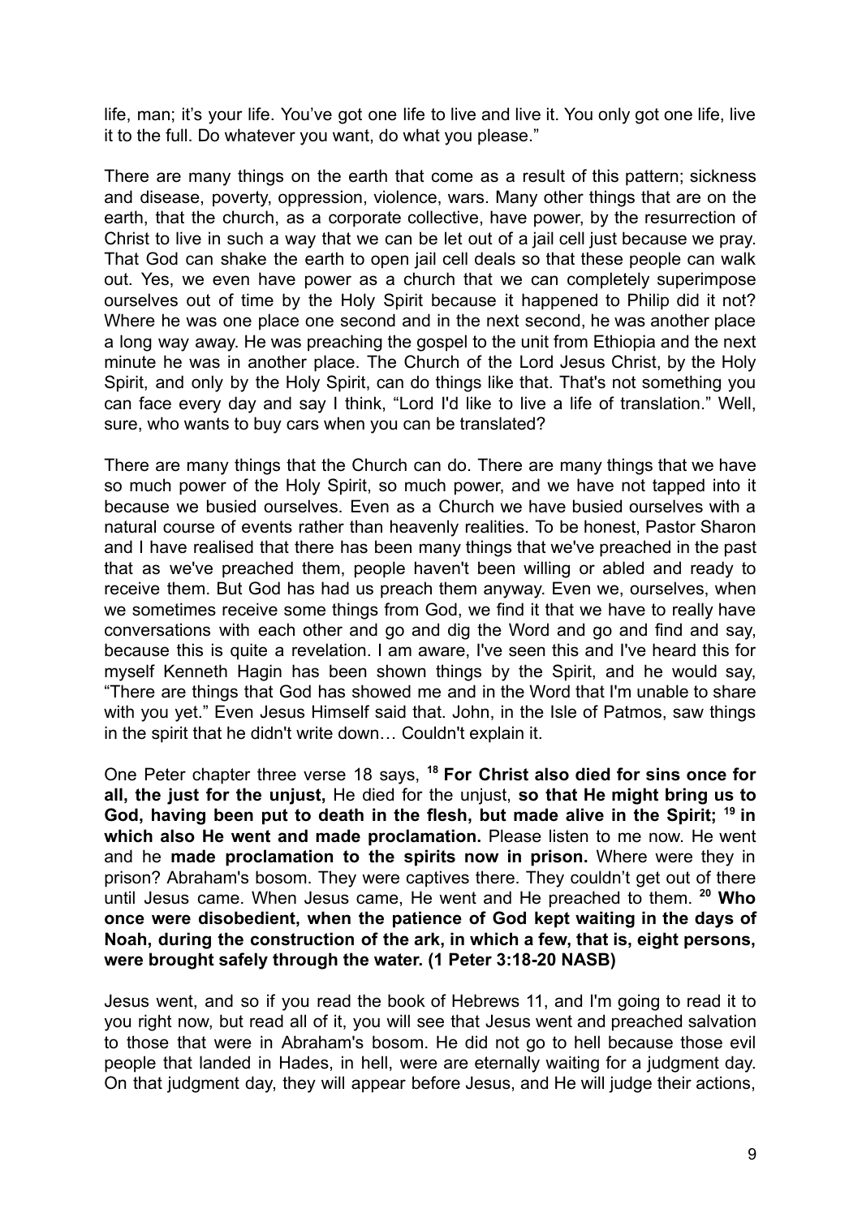life, man; it's your life. You've got one life to live and live it. You only got one life, live it to the full. Do whatever you want, do what you please."

There are many things on the earth that come as a result of this pattern; sickness and disease, poverty, oppression, violence, wars. Many other things that are on the earth, that the church, as a corporate collective, have power, by the resurrection of Christ to live in such a way that we can be let out of a jail cell just because we pray. That God can shake the earth to open jail cell deals so that these people can walk out. Yes, we even have power as a church that we can completely superimpose ourselves out of time by the Holy Spirit because it happened to Philip did it not? Where he was one place one second and in the next second, he was another place a long way away. He was preaching the gospel to the unit from Ethiopia and the next minute he was in another place. The Church of the Lord Jesus Christ, by the Holy Spirit, and only by the Holy Spirit, can do things like that. That's not something you can face every day and say I think, "Lord I'd like to live a life of translation." Well, sure, who wants to buy cars when you can be translated?

There are many things that the Church can do. There are many things that we have so much power of the Holy Spirit, so much power, and we have not tapped into it because we busied ourselves. Even as a Church we have busied ourselves with a natural course of events rather than heavenly realities. To be honest, Pastor Sharon and I have realised that there has been many things that we've preached in the past that as we've preached them, people haven't been willing or abled and ready to receive them. But God has had us preach them anyway. Even we, ourselves, when we sometimes receive some things from God, we find it that we have to really have conversations with each other and go and dig the Word and go and find and say, because this is quite a revelation. I am aware, I've seen this and I've heard this for myself Kenneth Hagin has been shown things by the Spirit, and he would say, "There are things that God has showed me and in the Word that I'm unable to share with you yet." Even Jesus Himself said that. John, in the Isle of Patmos, saw things in the spirit that he didn't write down… Couldn't explain it.

One Peter chapter three verse 18 says, [18] **For Christ also died for sins once for all, the just for the unjust,** He died for the unjust, **so that He might bring us to God, having been put to death in the flesh, but made alive in the Spirit;** [19] **in which also He went and made proclamation.** Please listen to me now. He went and he **made proclamation to the spirits now in prison.** Where were they in prison? Abraham's bosom. They were captives there. They couldn't get out of there until Jesus came. When Jesus came, He went and He preached to them. [20] **Who once were disobedient, when the patience of God kept waiting in the days of Noah, during the construction of the ark, in which a few, that is, eight persons, were brought safely through the water. (1 Peter 3:18-20 NASB)**

Jesus went, and so if you read the book of Hebrews 11, and I'm going to read it to you right now, but read all of it, you will see that Jesus went and preached salvation to those that were in Abraham's bosom. He did not go to hell because those evil people that landed in Hades, in hell, were are eternally waiting for a judgment day. On that judgment day, they will appear before Jesus, and He will judge their actions,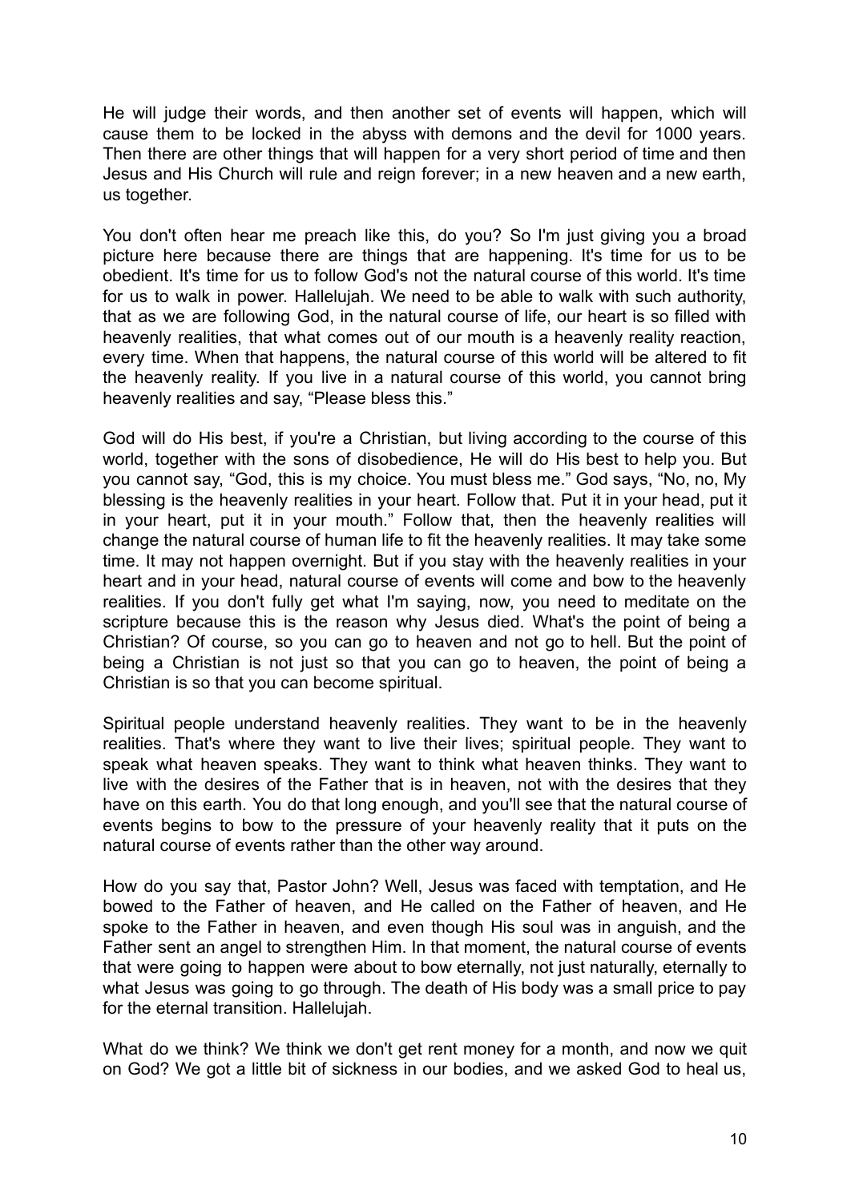He will judge their words, and then another set of events will happen, which will cause them to be locked in the abyss with demons and the devil for 1000 years. Then there are other things that will happen for a very short period of time and then Jesus and His Church will rule and reign forever; in a new heaven and a new earth, us together.

You don't often hear me preach like this, do you? So I'm just giving you a broad picture here because there are things that are happening. It's time for us to be obedient. It's time for us to follow God's not the natural course of this world. It's time for us to walk in power. Hallelujah. We need to be able to walk with such authority, that as we are following God, in the natural course of life, our heart is so filled with heavenly realities, that what comes out of our mouth is a heavenly reality reaction, every time. When that happens, the natural course of this world will be altered to fit the heavenly reality. If you live in a natural course of this world, you cannot bring heavenly realities and say, "Please bless this."

God will do His best, if you're a Christian, but living according to the course of this world, together with the sons of disobedience, He will do His best to help you. But you cannot say, "God, this is my choice. You must bless me." God says, "No, no, My blessing is the heavenly realities in your heart. Follow that. Put it in your head, put it in your heart, put it in your mouth." Follow that, then the heavenly realities will change the natural course of human life to fit the heavenly realities. It may take some time. It may not happen overnight. But if you stay with the heavenly realities in your heart and in your head, natural course of events will come and bow to the heavenly realities. If you don't fully get what I'm saying, now, you need to meditate on the scripture because this is the reason why Jesus died. What's the point of being a Christian? Of course, so you can go to heaven and not go to hell. But the point of being a Christian is not just so that you can go to heaven, the point of being a Christian is so that you can become spiritual.

Spiritual people understand heavenly realities. They want to be in the heavenly realities. That's where they want to live their lives; spiritual people. They want to speak what heaven speaks. They want to think what heaven thinks. They want to live with the desires of the Father that is in heaven, not with the desires that they have on this earth. You do that long enough, and you'll see that the natural course of events begins to bow to the pressure of your heavenly reality that it puts on the natural course of events rather than the other way around.

How do you say that, Pastor John? Well, Jesus was faced with temptation, and He bowed to the Father of heaven, and He called on the Father of heaven, and He spoke to the Father in heaven, and even though His soul was in anguish, and the Father sent an angel to strengthen Him. In that moment, the natural course of events that were going to happen were about to bow eternally, not just naturally, eternally to what Jesus was going to go through. The death of His body was a small price to pay for the eternal transition. Hallelujah.

What do we think? We think we don't get rent money for a month, and now we quit on God? We got a little bit of sickness in our bodies, and we asked God to heal us,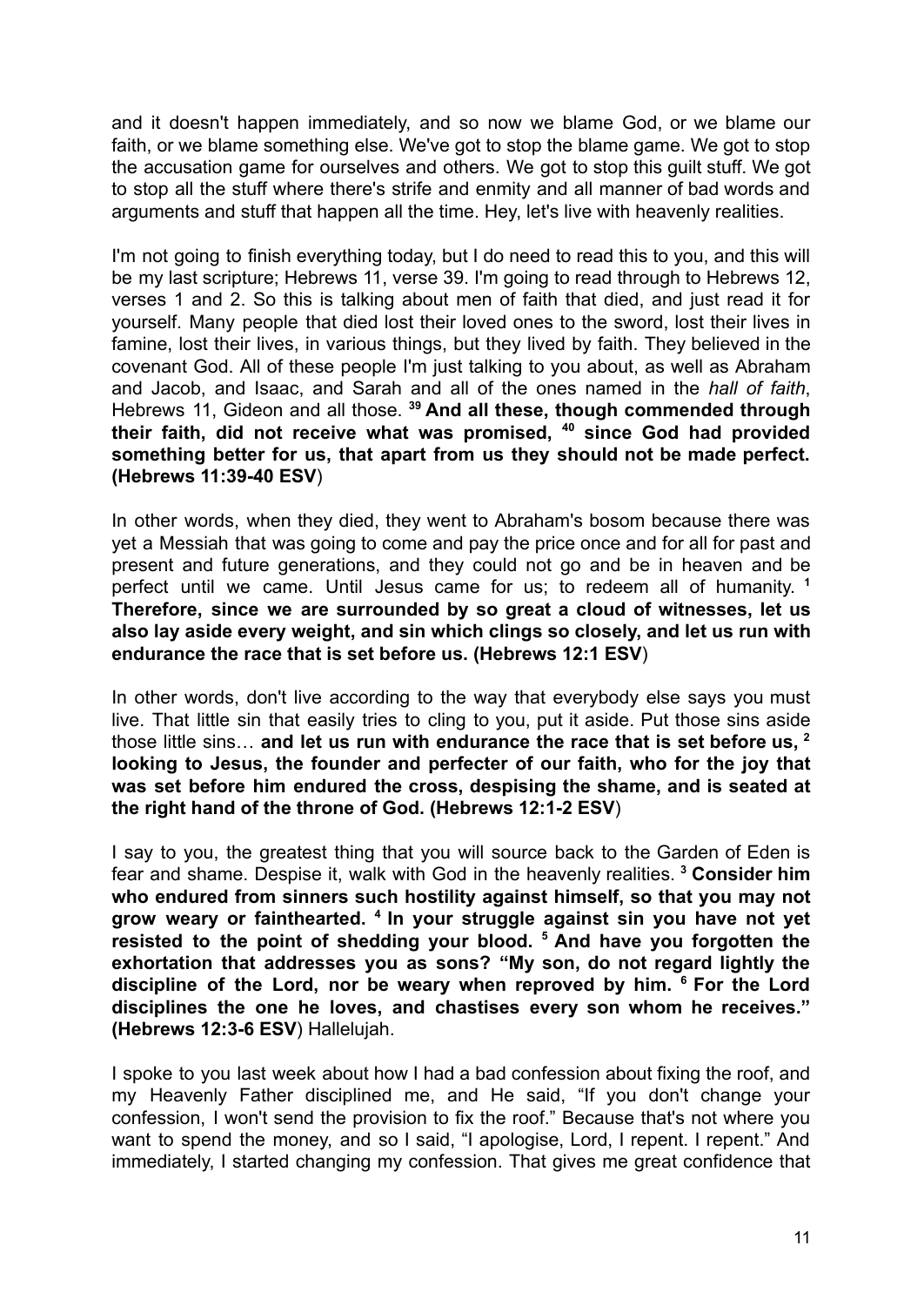and it doesn't happen immediately, and so now we blame God, or we blame our faith, or we blame something else. We've got to stop the blame game. We got to stop the accusation game for ourselves and others. We got to stop this guilt stuff. We got to stop all the stuff where there's strife and enmity and all manner of bad words and arguments and stuff that happen all the time. Hey, let's live with heavenly realities.

I'm not going to finish everything today, but I do need to read this to you, and this will be my last scripture; Hebrews 11, verse 39. I'm going to read through to Hebrews 12, verses 1 and 2. So this is talking about men of faith that died, and just read it for yourself. Many people that died lost their loved ones to the sword, lost their lives in famine, lost their lives, in various things, but they lived by faith. They believed in the covenant God. All of these people I'm just talking to you about, as well as Abraham and Jacob, and Isaac, and Sarah and all of the ones named in the *hall of faith*, Hebrews 11, Gideon and all those. [39] **And all these, though commended through their faith, did not receive what was promised, [40] since God had provided something better for us, that apart from us they should not be made perfect. (Hebrews 11:39-40 ESV**)

In other words, when they died, they went to Abraham's bosom because there was yet a Messiah that was going to come and pay the price once and for all for past and present and future generations, and they could not go and be in heaven and be perfect until we came. Until Jesus came for us; to redeem all of humanity. [1] **Therefore, since we are surrounded by so great a cloud of witnesses, let us also lay aside every weight, and sin which clings so closely, and let us run with endurance the race that is set before us. (Hebrews 12:1 ESV**)

In other words, don't live according to the way that everybody else says you must live. That little sin that easily tries to cling to you, put it aside. Put those sins aside those little sins… **and let us run with endurance the race that is set before us, [2] looking to Jesus, the founder and perfecter of our faith, who for the joy that was set before him endured the cross, despising the shame, and is seated at the right hand of the throne of God. (Hebrews 12:1-2 ESV**)

I say to you, the greatest thing that you will source back to the Garden of Eden is fear and shame. Despise it, walk with God in the heavenly realities. [3] **Consider him who endured from sinners such hostility against himself, so that you may not grow weary or fainthearted. [4] In your struggle against sin you have not yet resisted to the point of shedding your blood. [5] And have you forgotten the exhortation that addresses you as sons? "My son, do not regard lightly the discipline of the Lord, nor be weary when reproved by him. [6] For the Lord disciplines the one he loves, and chastises every son whom he receives." (Hebrews 12:3-6 ESV**) Hallelujah.

I spoke to you last week about how I had a bad confession about fixing the roof, and my Heavenly Father disciplined me, and He said, "If you don't change your confession, I won't send the provision to fix the roof." Because that's not where you want to spend the money, and so I said, "I apologise, Lord, I repent. I repent." And immediately, I started changing my confession. That gives me great confidence that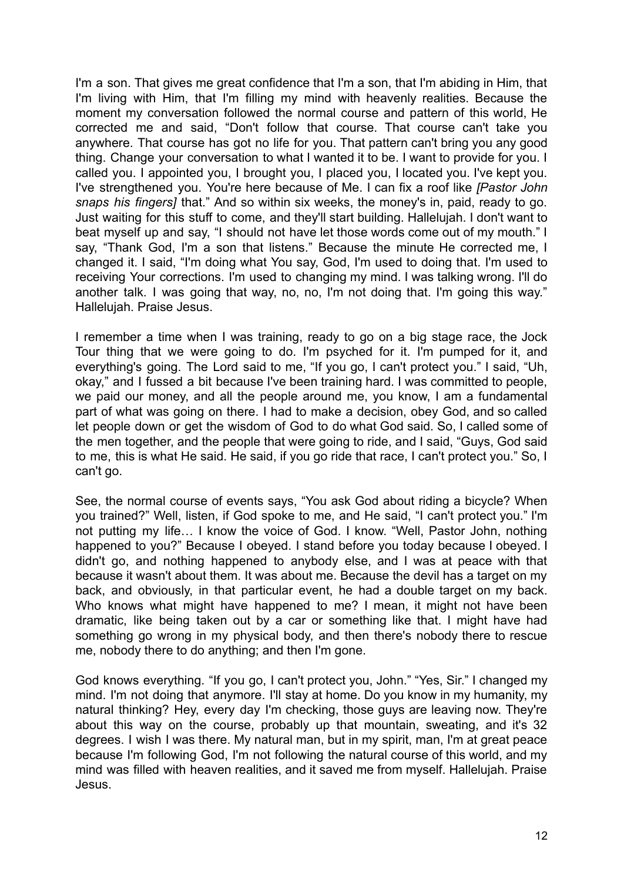I'm a son. That gives me great confidence that I'm a son, that I'm abiding in Him, that I'm living with Him, that I'm filling my mind with heavenly realities. Because the moment my conversation followed the normal course and pattern of this world, He corrected me and said, "Don't follow that course. That course can't take you anywhere. That course has got no life for you. That pattern can't bring you any good thing. Change your conversation to what I wanted it to be. I want to provide for you. I called you. I appointed you, I brought you, I placed you, I located you. I've kept you. I've strengthened you. You're here because of Me. I can fix a roof like *[Pastor John snaps his fingers]* that." And so within six weeks, the money's in, paid, ready to go. Just waiting for this stuff to come, and they'll start building. Hallelujah. I don't want to beat myself up and say, "I should not have let those words come out of my mouth." I say, "Thank God, I'm a son that listens." Because the minute He corrected me, I changed it. I said, "I'm doing what You say, God, I'm used to doing that. I'm used to receiving Your corrections. I'm used to changing my mind. I was talking wrong. I'll do another talk. I was going that way, no, no, I'm not doing that. I'm going this way." Hallelujah. Praise Jesus.

I remember a time when I was training, ready to go on a big stage race, the Jock Tour thing that we were going to do. I'm psyched for it. I'm pumped for it, and everything's going. The Lord said to me, "If you go, I can't protect you." I said, "Uh, okay," and I fussed a bit because I've been training hard. I was committed to people, we paid our money, and all the people around me, you know, I am a fundamental part of what was going on there. I had to make a decision, obey God, and so called let people down or get the wisdom of God to do what God said. So, I called some of the men together, and the people that were going to ride, and I said, "Guys, God said to me, this is what He said. He said, if you go ride that race, I can't protect you." So, I can't go.

See, the normal course of events says, "You ask God about riding a bicycle? When you trained?" Well, listen, if God spoke to me, and He said, "I can't protect you." I'm not putting my life… I know the voice of God. I know. "Well, Pastor John, nothing happened to you?" Because I obeyed. I stand before you today because I obeyed. I didn't go, and nothing happened to anybody else, and I was at peace with that because it wasn't about them. It was about me. Because the devil has a target on my back, and obviously, in that particular event, he had a double target on my back. Who knows what might have happened to me? I mean, it might not have been dramatic, like being taken out by a car or something like that. I might have had something go wrong in my physical body, and then there's nobody there to rescue me, nobody there to do anything; and then I'm gone.

God knows everything. "If you go, I can't protect you, John." "Yes, Sir." I changed my mind. I'm not doing that anymore. I'll stay at home. Do you know in my humanity, my natural thinking? Hey, every day I'm checking, those guys are leaving now. They're about this way on the course, probably up that mountain, sweating, and it's 32 degrees. I wish I was there. My natural man, but in my spirit, man, I'm at great peace because I'm following God, I'm not following the natural course of this world, and my mind was filled with heaven realities, and it saved me from myself. Hallelujah. Praise Jesus.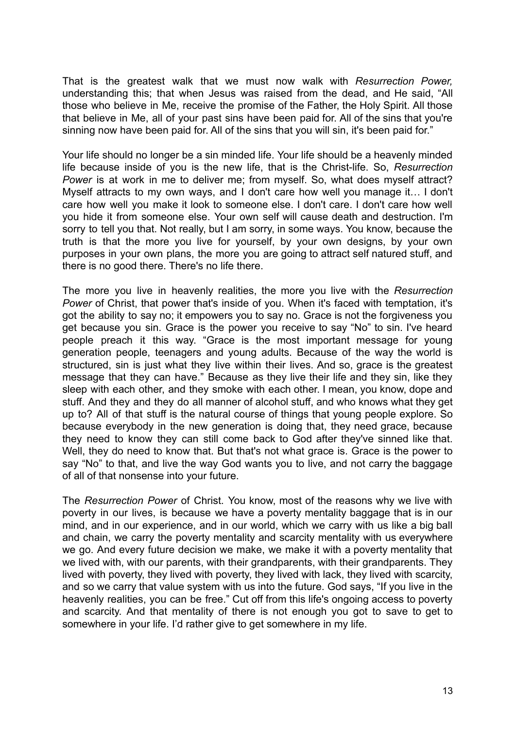That is the greatest walk that we must now walk with *Resurrection Power,* understanding this; that when Jesus was raised from the dead, and He said, "All those who believe in Me, receive the promise of the Father, the Holy Spirit. All those that believe in Me, all of your past sins have been paid for. All of the sins that you're sinning now have been paid for. All of the sins that you will sin, it's been paid for."

Your life should no longer be a sin minded life. Your life should be a heavenly minded life because inside of you is the new life, that is the Christ-life. So, *Resurrection Power* is at work in me to deliver me; from myself. So, what does myself attract? Myself attracts to my own ways, and I don't care how well you manage it… I don't care how well you make it look to someone else. I don't care. I don't care how well you hide it from someone else. Your own self will cause death and destruction. I'm sorry to tell you that. Not really, but I am sorry, in some ways. You know, because the truth is that the more you live for yourself, by your own designs, by your own purposes in your own plans, the more you are going to attract self natured stuff, and there is no good there. There's no life there.

The more you live in heavenly realities, the more you live with the *Resurrection Power* of Christ, that power that's inside of you. When it's faced with temptation, it's got the ability to say no; it empowers you to say no. Grace is not the forgiveness you get because you sin. Grace is the power you receive to say "No" to sin. I've heard people preach it this way. "Grace is the most important message for young generation people, teenagers and young adults. Because of the way the world is structured, sin is just what they live within their lives. And so, grace is the greatest message that they can have." Because as they live their life and they sin, like they sleep with each other, and they smoke with each other. I mean, you know, dope and stuff. And they and they do all manner of alcohol stuff, and who knows what they get up to? All of that stuff is the natural course of things that young people explore. So because everybody in the new generation is doing that, they need grace, because they need to know they can still come back to God after they've sinned like that. Well, they do need to know that. But that's not what grace is. Grace is the power to say "No" to that, and live the way God wants you to live, and not carry the baggage of all of that nonsense into your future.

The *Resurrection Power* of Christ. You know, most of the reasons why we live with poverty in our lives, is because we have a poverty mentality baggage that is in our mind, and in our experience, and in our world, which we carry with us like a big ball and chain, we carry the poverty mentality and scarcity mentality with us everywhere we go. And every future decision we make, we make it with a poverty mentality that we lived with, with our parents, with their grandparents, with their grandparents. They lived with poverty, they lived with poverty, they lived with lack, they lived with scarcity, and so we carry that value system with us into the future. God says, "If you live in the heavenly realities, you can be free." Cut off from this life's ongoing access to poverty and scarcity. And that mentality of there is not enough you got to save to get to somewhere in your life. I'd rather give to get somewhere in my life.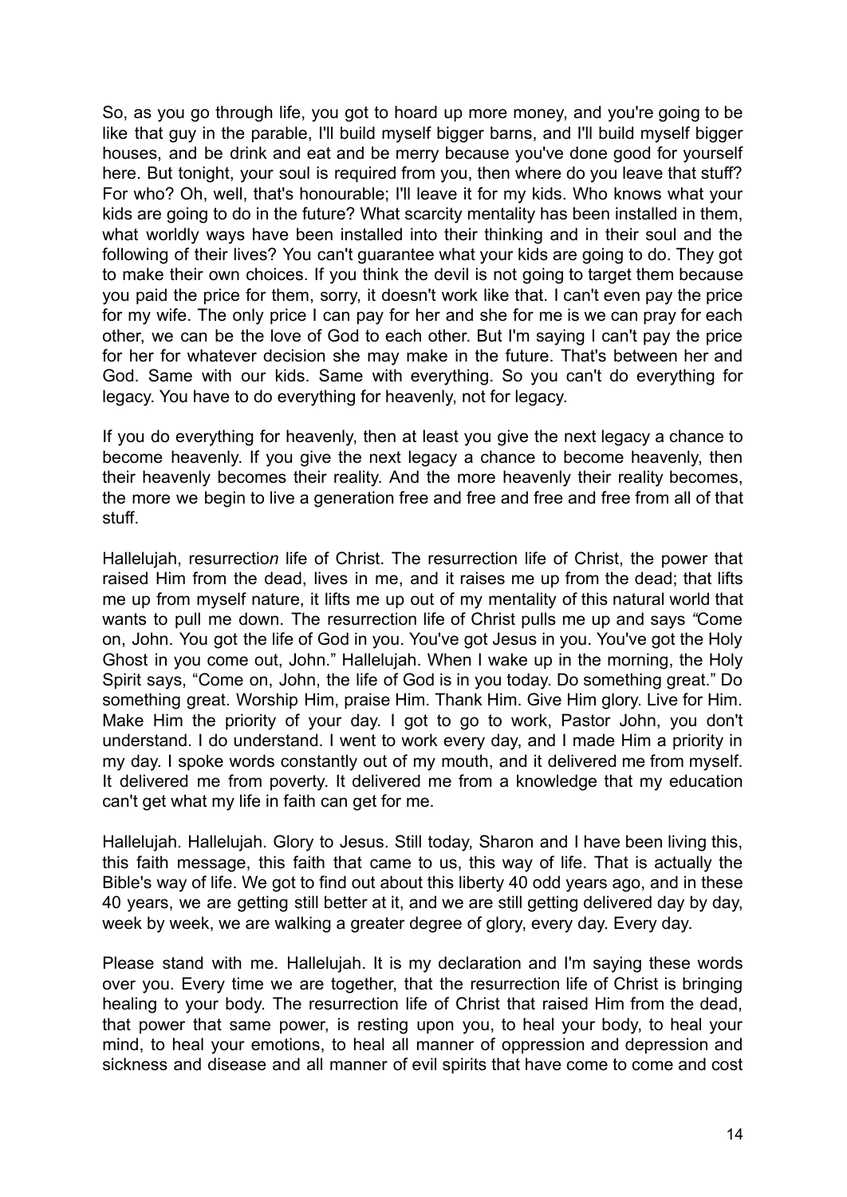So, as you go through life, you got to hoard up more money, and you're going to be like that guy in the parable, I'll build myself bigger barns, and I'll build myself bigger houses, and be drink and eat and be merry because you've done good for yourself here. But tonight, your soul is required from you, then where do you leave that stuff? For who? Oh, well, that's honourable; I'll leave it for my kids. Who knows what your kids are going to do in the future? What scarcity mentality has been installed in them, what worldly ways have been installed into their thinking and in their soul and the following of their lives? You can't guarantee what your kids are going to do. They got to make their own choices. If you think the devil is not going to target them because you paid the price for them, sorry, it doesn't work like that. I can't even pay the price for my wife. The only price I can pay for her and she for me is we can pray for each other, we can be the love of God to each other. But I'm saying I can't pay the price for her for whatever decision she may make in the future. That's between her and God. Same with our kids. Same with everything. So you can't do everything for legacy. You have to do everything for heavenly, not for legacy.

If you do everything for heavenly, then at least you give the next legacy a chance to become heavenly. If you give the next legacy a chance to become heavenly, then their heavenly becomes their reality. And the more heavenly their reality becomes, the more we begin to live a generation free and free and free and free from all of that stuff.

Hallelujah, resurrectio*n* life of Christ. The resurrection life of Christ, the power that raised Him from the dead, lives in me, and it raises me up from the dead; that lifts me up from myself nature, it lifts me up out of my mentality of this natural world that wants to pull me down. The resurrection life of Christ pulls me up and says *"*Come on, John. You got the life of God in you. You've got Jesus in you. You've got the Holy Ghost in you come out, John." Hallelujah. When I wake up in the morning, the Holy Spirit says, "Come on, John, the life of God is in you today. Do something great." Do something great. Worship Him, praise Him. Thank Him. Give Him glory. Live for Him. Make Him the priority of your day. I got to go to work, Pastor John, you don't understand. I do understand. I went to work every day, and I made Him a priority in my day. I spoke words constantly out of my mouth, and it delivered me from myself. It delivered me from poverty. It delivered me from a knowledge that my education can't get what my life in faith can get for me.

Hallelujah. Hallelujah. Glory to Jesus. Still today, Sharon and I have been living this, this faith message, this faith that came to us, this way of life. That is actually the Bible's way of life. We got to find out about this liberty 40 odd years ago, and in these 40 years, we are getting still better at it, and we are still getting delivered day by day, week by week, we are walking a greater degree of glory, every day. Every day.

Please stand with me. Hallelujah. It is my declaration and I'm saying these words over you. Every time we are together, that the resurrection life of Christ is bringing healing to your body. The resurrection life of Christ that raised Him from the dead, that power that same power, is resting upon you, to heal your body, to heal your mind, to heal your emotions, to heal all manner of oppression and depression and sickness and disease and all manner of evil spirits that have come to come and cost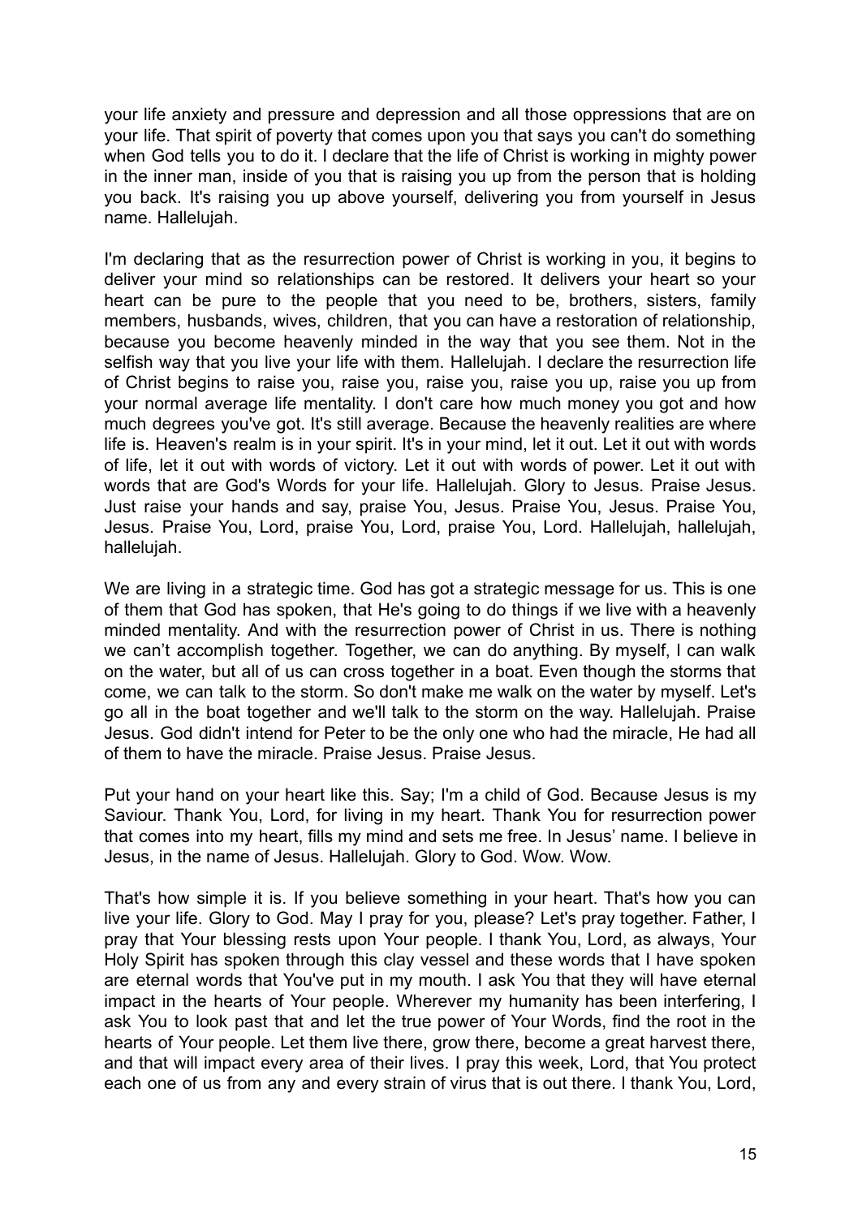your life anxiety and pressure and depression and all those oppressions that are on your life. That spirit of poverty that comes upon you that says you can't do something when God tells you to do it. I declare that the life of Christ is working in mighty power in the inner man, inside of you that is raising you up from the person that is holding you back. It's raising you up above yourself, delivering you from yourself in Jesus name. Hallelujah.

I'm declaring that as the resurrection power of Christ is working in you, it begins to deliver your mind so relationships can be restored. It delivers your heart so your heart can be pure to the people that you need to be, brothers, sisters, family members, husbands, wives, children, that you can have a restoration of relationship, because you become heavenly minded in the way that you see them. Not in the selfish way that you live your life with them. Hallelujah. I declare the resurrection life of Christ begins to raise you, raise you, raise you, raise you up, raise you up from your normal average life mentality. I don't care how much money you got and how much degrees you've got. It's still average. Because the heavenly realities are where life is. Heaven's realm is in your spirit. It's in your mind, let it out. Let it out with words of life, let it out with words of victory. Let it out with words of power. Let it out with words that are God's Words for your life. Hallelujah. Glory to Jesus. Praise Jesus. Just raise your hands and say, praise You, Jesus. Praise You, Jesus. Praise You, Jesus. Praise You, Lord, praise You, Lord, praise You, Lord. Hallelujah, hallelujah, hallelujah.

We are living in a strategic time. God has got a strategic message for us. This is one of them that God has spoken, that He's going to do things if we live with a heavenly minded mentality. And with the resurrection power of Christ in us. There is nothing we can't accomplish together. Together, we can do anything. By myself, I can walk on the water, but all of us can cross together in a boat. Even though the storms that come, we can talk to the storm. So don't make me walk on the water by myself. Let's go all in the boat together and we'll talk to the storm on the way. Hallelujah. Praise Jesus. God didn't intend for Peter to be the only one who had the miracle, He had all of them to have the miracle. Praise Jesus. Praise Jesus.

Put your hand on your heart like this. Say; I'm a child of God. Because Jesus is my Saviour. Thank You, Lord, for living in my heart. Thank You for resurrection power that comes into my heart, fills my mind and sets me free. In Jesus' name. I believe in Jesus, in the name of Jesus. Hallelujah. Glory to God. Wow. Wow.

That's how simple it is. If you believe something in your heart. That's how you can live your life. Glory to God. May I pray for you, please? Let's pray together. Father, I pray that Your blessing rests upon Your people. I thank You, Lord, as always, Your Holy Spirit has spoken through this clay vessel and these words that I have spoken are eternal words that You've put in my mouth. I ask You that they will have eternal impact in the hearts of Your people. Wherever my humanity has been interfering, I ask You to look past that and let the true power of Your Words, find the root in the hearts of Your people. Let them live there, grow there, become a great harvest there, and that will impact every area of their lives. I pray this week, Lord, that You protect each one of us from any and every strain of virus that is out there. I thank You, Lord,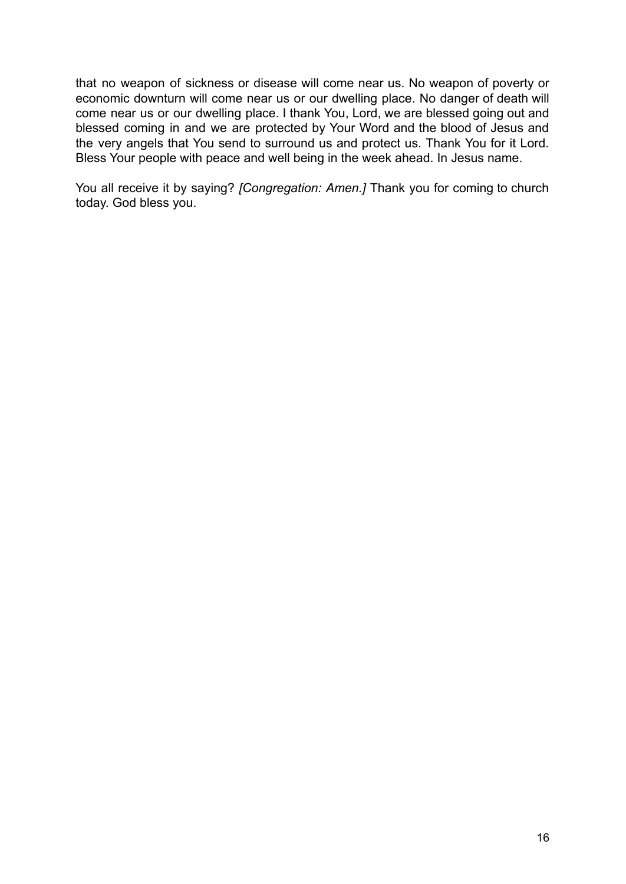that no weapon of sickness or disease will come near us. No weapon of poverty or economic downturn will come near us or our dwelling place. No danger of death will come near us or our dwelling place. I thank You, Lord, we are blessed going out and blessed coming in and we are protected by Your Word and the blood of Jesus and the very angels that You send to surround us and protect us. Thank You for it Lord. Bless Your people with peace and well being in the week ahead. In Jesus name.

You all receive it by saying? *[Congregation: Amen.]* Thank you for coming to church today. God bless you.